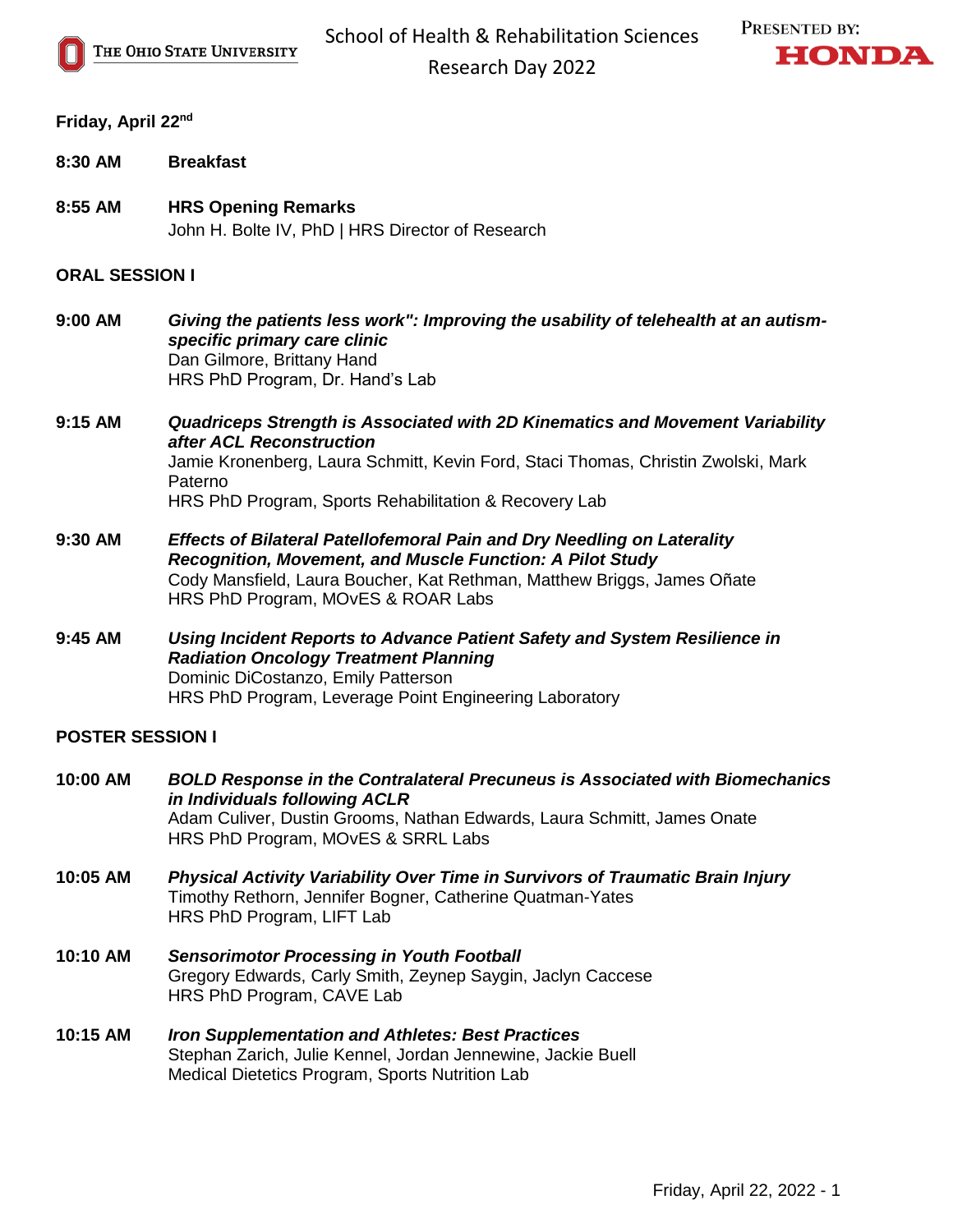School of Health & Rehabilitation Sciences
Research Day 2022

PRESENTED BY: HONDA

**Friday, April 22nd**

**8:30 AM** **Breakfast**

**8:55 AM** **HRS Opening Remarks**
John H. Bolte IV, PhD | HRS Director of Research

## ORAL SESSION I

**9:00 AM** ***Giving the patients less work": Improving the usability of telehealth at an autism-specific primary care clinic***
Dan Gilmore, Brittany Hand
HRS PhD Program, Dr. Hand's Lab

**9:15 AM** ***Quadriceps Strength is Associated with 2D Kinematics and Movement Variability after ACL Reconstruction***
Jamie Kronenberg, Laura Schmitt, Kevin Ford, Staci Thomas, Christin Zwolski, Mark Paterno
HRS PhD Program, Sports Rehabilitation & Recovery Lab

**9:30 AM** ***Effects of Bilateral Patellofemoral Pain and Dry Needling on Laterality Recognition, Movement, and Muscle Function: A Pilot Study***
Cody Mansfield, Laura Boucher, Kat Rethman, Matthew Briggs, James Oñate
HRS PhD Program, MOvES & ROAR Labs

**9:45 AM** ***Using Incident Reports to Advance Patient Safety and System Resilience in Radiation Oncology Treatment Planning***
Dominic DiCostanzo, Emily Patterson
HRS PhD Program, Leverage Point Engineering Laboratory

## POSTER SESSION I

**10:00 AM** ***BOLD Response in the Contralateral Precuneus is Associated with Biomechanics in Individuals following ACLR***
Adam Culiver, Dustin Grooms, Nathan Edwards, Laura Schmitt, James Onate
HRS PhD Program, MOvES & SRRL Labs

**10:05 AM** ***Physical Activity Variability Over Time in Survivors of Traumatic Brain Injury***
Timothy Rethorn, Jennifer Bogner, Catherine Quatman-Yates
HRS PhD Program, LIFT Lab

**10:10 AM** ***Sensorimotor Processing in Youth Football***
Gregory Edwards, Carly Smith, Zeynep Saygin, Jaclyn Caccese
HRS PhD Program, CAVE Lab

**10:15 AM** ***Iron Supplementation and Athletes: Best Practices***
Stephan Zarich, Julie Kennel, Jordan Jennewine, Jackie Buell
Medical Dietetics Program, Sports Nutrition Lab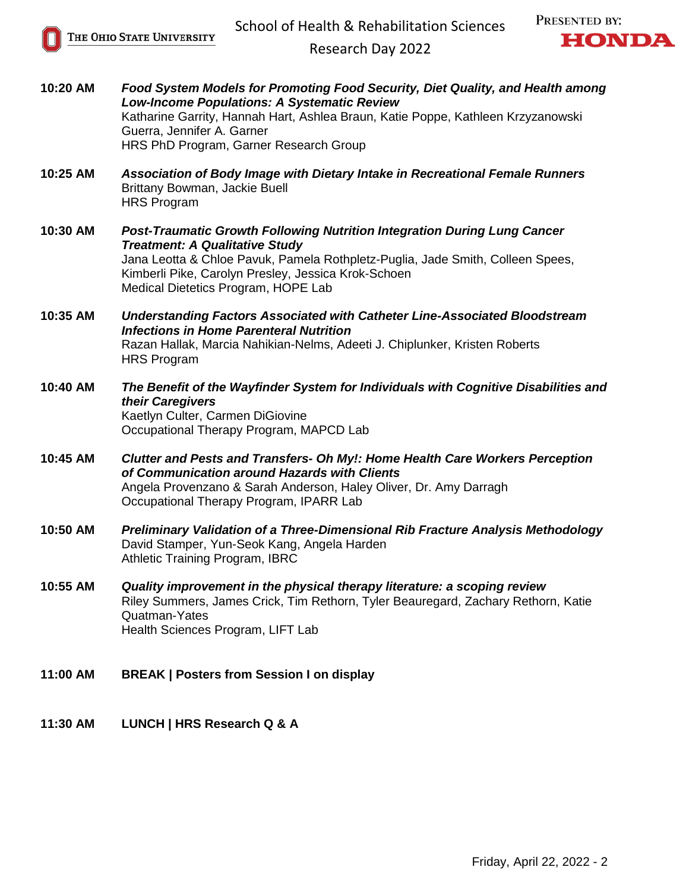**10:20 AM** ***Food System Models for Promoting Food Security, Diet Quality, and Health among Low-Income Populations: A Systematic Review***
Katharine Garrity, Hannah Hart, Ashlea Braun, Katie Poppe, Kathleen Krzyzanowski Guerra, Jennifer A. Garner
HRS PhD Program, Garner Research Group

**10:25 AM** ***Association of Body Image with Dietary Intake in Recreational Female Runners***
Brittany Bowman, Jackie Buell
HRS Program

**10:30 AM** ***Post-Traumatic Growth Following Nutrition Integration During Lung Cancer Treatment: A Qualitative Study***
Jana Leotta & Chloe Pavuk, Pamela Rothpletz-Puglia, Jade Smith, Colleen Spees, Kimberli Pike, Carolyn Presley, Jessica Krok-Schoen
Medical Dietetics Program, HOPE Lab

**10:35 AM** ***Understanding Factors Associated with Catheter Line-Associated Bloodstream Infections in Home Parenteral Nutrition***
Razan Hallak, Marcia Nahikian-Nelms, Adeeti J. Chiplunker, Kristen Roberts
HRS Program

**10:40 AM** ***The Benefit of the Wayfinder System for Individuals with Cognitive Disabilities and their Caregivers***
Kaetlyn Culter, Carmen DiGiovine
Occupational Therapy Program, MAPCD Lab

**10:45 AM** ***Clutter and Pests and Transfers- Oh My!: Home Health Care Workers Perception of Communication around Hazards with Clients***
Angela Provenzano & Sarah Anderson, Haley Oliver, Dr. Amy Darragh
Occupational Therapy Program, IPARR Lab

**10:50 AM** ***Preliminary Validation of a Three-Dimensional Rib Fracture Analysis Methodology***
David Stamper, Yun-Seok Kang, Angela Harden
Athletic Training Program, IBRC

**10:55 AM** ***Quality improvement in the physical therapy literature: a scoping review***
Riley Summers, James Crick, Tim Rethorn, Tyler Beauregard, Zachary Rethorn, Katie Quatman-Yates
Health Sciences Program, LIFT Lab

**11:00 AM** **BREAK | Posters from Session I on display**

**11:30 AM** **LUNCH | HRS Research Q & A**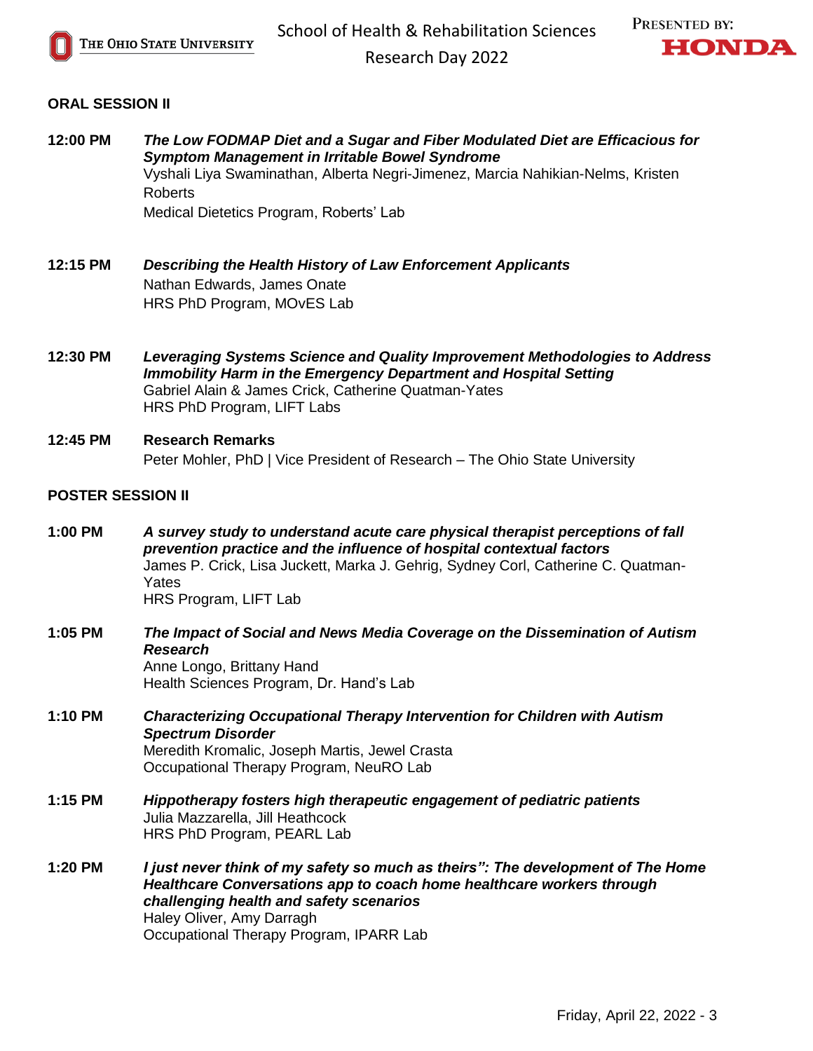## ORAL SESSION II

**12:00 PM** ***The Low FODMAP Diet and a Sugar and Fiber Modulated Diet are Efficacious for Symptom Management in Irritable Bowel Syndrome***
Vyshali Liya Swaminathan, Alberta Negri-Jimenez, Marcia Nahikian-Nelms, Kristen Roberts
Medical Dietetics Program, Roberts' Lab

**12:15 PM** ***Describing the Health History of Law Enforcement Applicants***
Nathan Edwards, James Onate
HRS PhD Program, MOvES Lab

**12:30 PM** ***Leveraging Systems Science and Quality Improvement Methodologies to Address Immobility Harm in the Emergency Department and Hospital Setting***
Gabriel Alain & James Crick, Catherine Quatman-Yates
HRS PhD Program, LIFT Labs

**12:45 PM** **Research Remarks**
Peter Mohler, PhD | Vice President of Research – The Ohio State University

## POSTER SESSION II

**1:00 PM** ***A survey study to understand acute care physical therapist perceptions of fall prevention practice and the influence of hospital contextual factors***
James P. Crick, Lisa Juckett, Marka J. Gehrig, Sydney Corl, Catherine C. Quatman-Yates
HRS Program, LIFT Lab

**1:05 PM** ***The Impact of Social and News Media Coverage on the Dissemination of Autism Research***
Anne Longo, Brittany Hand
Health Sciences Program, Dr. Hand's Lab

**1:10 PM** ***Characterizing Occupational Therapy Intervention for Children with Autism Spectrum Disorder***
Meredith Kromalic, Joseph Martis, Jewel Crasta
Occupational Therapy Program, NeuRO Lab

**1:15 PM** ***Hippotherapy fosters high therapeutic engagement of pediatric patients***
Julia Mazzarella, Jill Heathcock
HRS PhD Program, PEARL Lab

**1:20 PM** ***I just never think of my safety so much as theirs": The development of The Home Healthcare Conversations app to coach home healthcare workers through challenging health and safety scenarios***
Haley Oliver, Amy Darragh
Occupational Therapy Program, IPARR Lab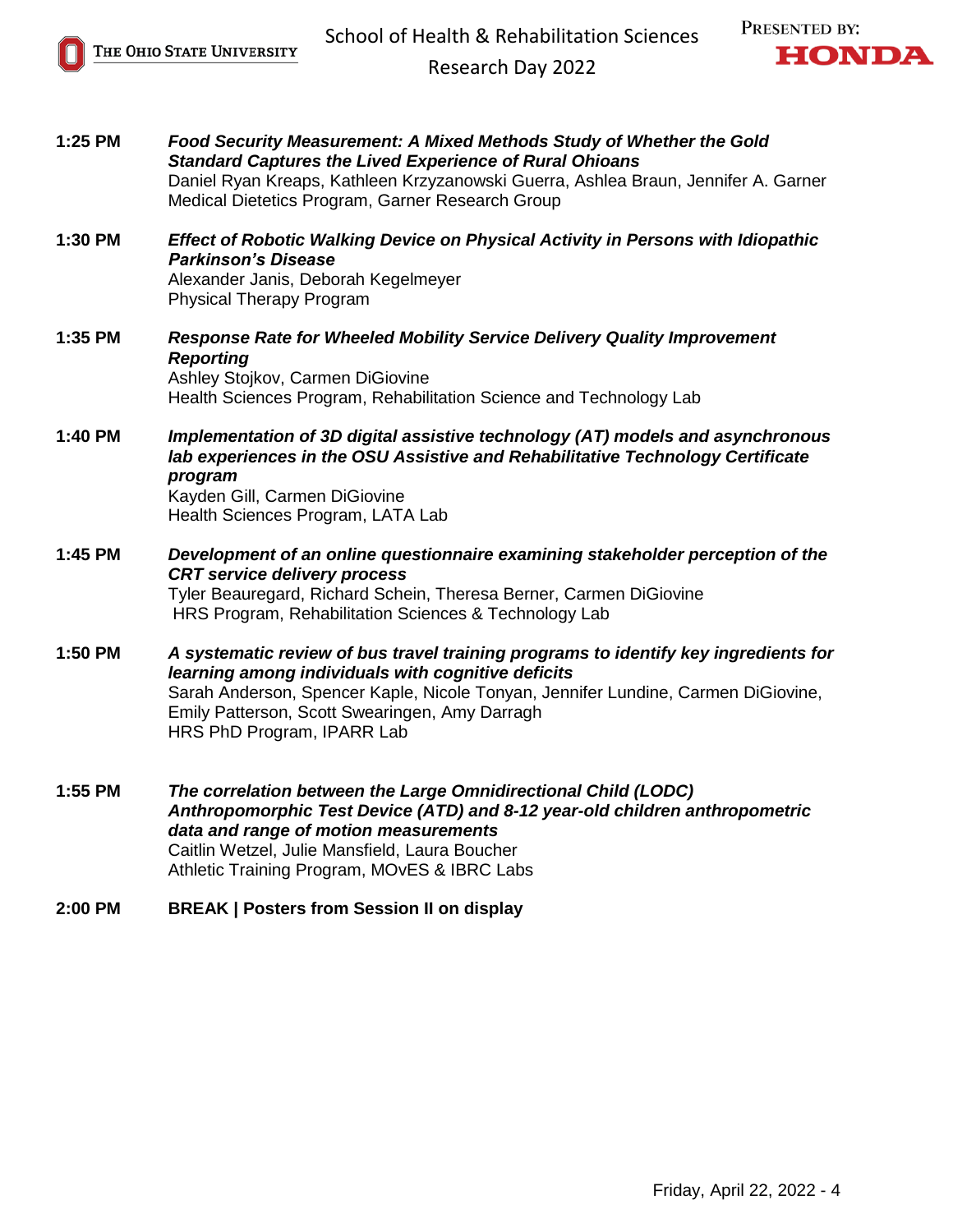**1:25 PM** ***Food Security Measurement: A Mixed Methods Study of Whether the Gold Standard Captures the Lived Experience of Rural Ohioans***
Daniel Ryan Kreaps, Kathleen Krzyzanowski Guerra, Ashlea Braun, Jennifer A. Garner
Medical Dietetics Program, Garner Research Group

**1:30 PM** ***Effect of Robotic Walking Device on Physical Activity in Persons with Idiopathic Parkinson's Disease***
Alexander Janis, Deborah Kegelmeyer
Physical Therapy Program

**1:35 PM** ***Response Rate for Wheeled Mobility Service Delivery Quality Improvement Reporting***
Ashley Stojkov, Carmen DiGiovine
Health Sciences Program, Rehabilitation Science and Technology Lab

**1:40 PM** ***Implementation of 3D digital assistive technology (AT) models and asynchronous lab experiences in the OSU Assistive and Rehabilitative Technology Certificate program***
Kayden Gill, Carmen DiGiovine
Health Sciences Program, LATA Lab

**1:45 PM** ***Development of an online questionnaire examining stakeholder perception of the CRT service delivery process***
Tyler Beauregard, Richard Schein, Theresa Berner, Carmen DiGiovine
HRS Program, Rehabilitation Sciences & Technology Lab

**1:50 PM** ***A systematic review of bus travel training programs to identify key ingredients for learning among individuals with cognitive deficits***
Sarah Anderson, Spencer Kaple, Nicole Tonyan, Jennifer Lundine, Carmen DiGiovine, Emily Patterson, Scott Swearingen, Amy Darragh
HRS PhD Program, IPARR Lab

**1:55 PM** ***The correlation between the Large Omnidirectional Child (LODC) Anthropomorphic Test Device (ATD) and 8-12 year-old children anthropometric data and range of motion measurements***
Caitlin Wetzel, Julie Mansfield, Laura Boucher
Athletic Training Program, MOvES & IBRC Labs

**2:00 PM** **BREAK | Posters from Session II on display**